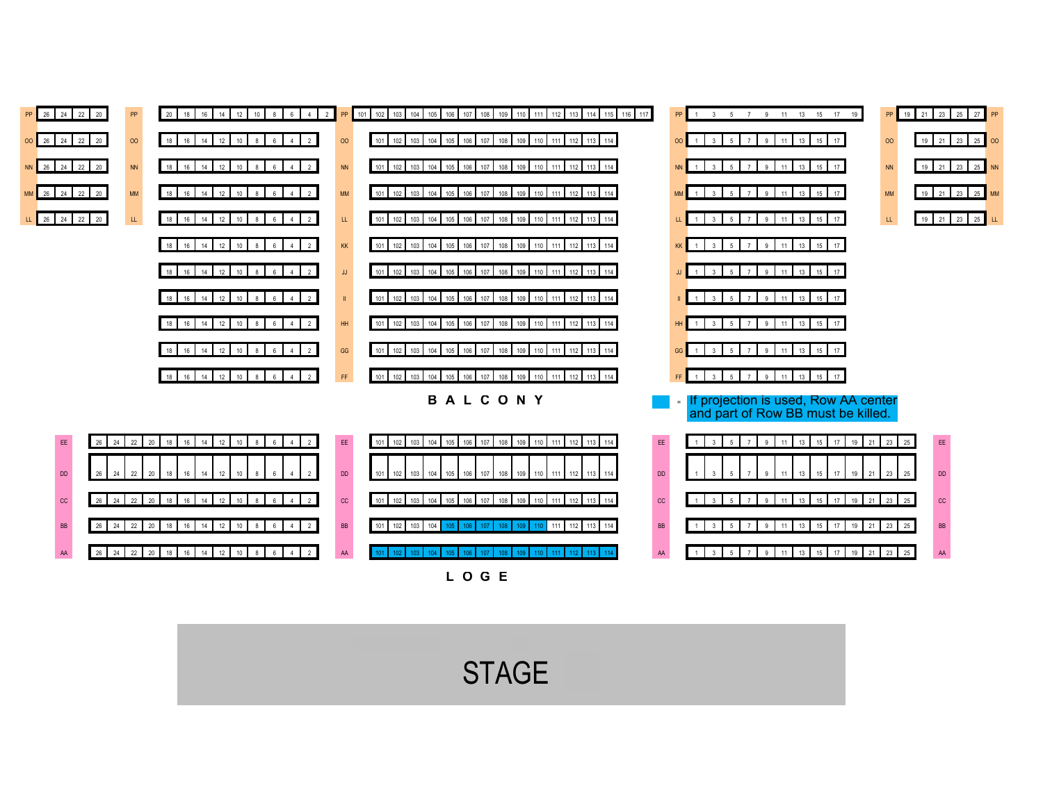**BALCONY**

| Row | Far Left | Left | Center | Right | Far Right |
|---|---|---|---|---|---|
| PP | 26, 24, 22, 20 | 20, 18, 16, 14, 12, 10, 8, 6, 4, 2 | 101–117 | 1, 3, 5, 7, 9, 11, 13, 15, 17, 19 | 19, 21, 23, 25, 27 |
| OO | 26, 24, 22, 20 | 18, 16, 14, 12, 10, 8, 6, 4, 2 | 101–114 | 1, 3, 5, 7, 9, 11, 13, 15, 17 | 19, 21, 23, 25 |
| NN | 26, 24, 22, 20 | 18, 16, 14, 12, 10, 8, 6, 4, 2 | 101–114 | 1, 3, 5, 7, 9, 11, 13, 15, 17 | 19, 21, 23, 25 |
| MM | 26, 24, 22, 20 | 18, 16, 14, 12, 10, 8, 6, 4, 2 | 101–114 | 1, 3, 5, 7, 9, 11, 13, 15, 17 | 19, 21, 23, 25 |
| LL | 26, 24, 22, 20 | 18, 16, 14, 12, 10, 8, 6, 4, 2 | 101–114 | 1, 3, 5, 7, 9, 11, 13, 15, 17 | 19, 21, 23, 25 |
| KK | | 18, 16, 14, 12, 10, 8, 6, 4, 2 | 101–114 | 1, 3, 5, 7, 9, 11, 13, 15, 17 | |
| JJ | | 18, 16, 14, 12, 10, 8, 6, 4, 2 | 101–114 | 1, 3, 5, 7, 9, 11, 13, 15, 17 | |
| II | | 18, 16, 14, 12, 10, 8, 6, 4, 2 | 101–114 | 1, 3, 5, 7, 9, 11, 13, 15, 17 | |
| HH | | 18, 16, 14, 12, 10, 8, 6, 4, 2 | 101–114 | 1, 3, 5, 7, 9, 11, 13, 15, 17 | |
| GG | | 18, 16, 14, 12, 10, 8, 6, 4, 2 | 101–114 | 1, 3, 5, 7, 9, 11, 13, 15, 17 | |
| FF | | 18, 16, 14, 12, 10, 8, 6, 4, 2 | 101–114 | 1, 3, 5, 7, 9, 11, 13, 15, 17 | |

= If projection is used, Row AA center and part of Row BB must be killed.

**LOGE**

| Row | Left | Center | Right |
|---|---|---|---|
| EE | 26, 24, 22, 20, 18, 16, 14, 12, 10, 8, 6, 4, 2 | 101–114 | 1, 3, 5, 7, 9, 11, 13, 15, 17, 19, 21, 23, 25 |
| DD | 26, 24, 22, 20, 18, 16, 14, 12, 10, 8, 6, 4, 2 | 101–114 | 1, 3, 5, 7, 9, 11, 13, 15, 17, 19, 21, 23, 25 |
| CC | 26, 24, 22, 20, 18, 16, 14, 12, 10, 8, 6, 4, 2 | 101–114 | 1, 3, 5, 7, 9, 11, 13, 15, 17, 19, 21, 23, 25 |
| BB | 26, 24, 22, 20, 18, 16, 14, 12, 10, 8, 6, 4, 2 | 101–114 (105–110 highlighted) | 1, 3, 5, 7, 9, 11, 13, 15, 17, 19, 21, 23, 25 |
| AA | 26, 24, 22, 20, 18, 16, 14, 12, 10, 8, 6, 4, 2 | 101–114 (all highlighted) | 1, 3, 5, 7, 9, 11, 13, 15, 17, 19, 21, 23, 25 |

**STAGE**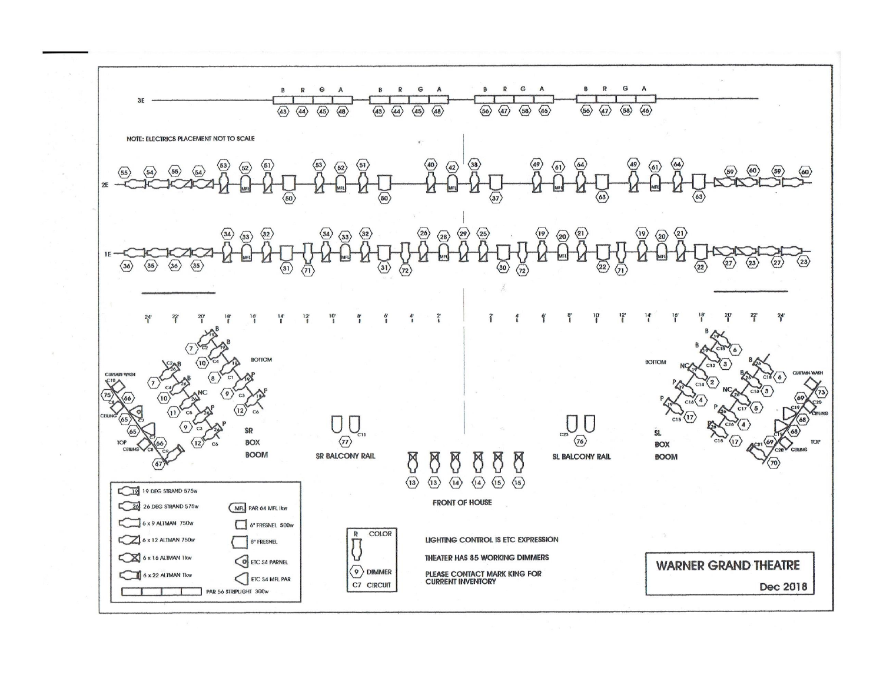# WARNER GRAND THEATRE

Dec 2018

NOTE: ELECTRICS PLACEMENT NOT TO SCALE

3E

B R G A — 43 44 45 48
B R G A — 43 44 45 48
B R G A — 56 47 58 46
B R G A — 56 47 58 46

2E

55 54 55 54 53 52 51 50 53 52 51 50 40 42 38 37 49 61 64 63 49 61 64 63 59 60 59 60

1E

36 35 36 35 34 33 32 31 71 34 33 32 31 72 26 28 29 25 30 72 19 20 21 22 71 19 20 21 22 27 23 27 23

24' 22' 20' 18' 16' 14' 12' 10' 8' 6' 4' 2' 2' 4' 6' 8' 10' 12' 14' 16' 18' 20' 22' 24'

CURTAIN WASH

C10

CEILING

TOP

CEILING

BOTTOM

SR

BOX

BOOM

SR BALCONY RAIL

77

C11

FRONT OF HOUSE

13 13 14 14 15 15

SL BALCONY RAIL

C23

76

SL

BOX

BOOM

BOTTOM

CURTAIN WASH

CEILING

TOP

CEILING

- 19 DEG STRAND 575w
- 26 DEG STRAND 575w
- 6 x 9 ALTMAN 750w
- 6 x 12 ALTMAN 750w
- 6 x 16 ALTMAN 1kw
- 6 x 22 ALTMAN 1kw
- PAR 56 STRIPLIGHT 300w
- MFL PAR 64 MFL 1kw
- 6" FRESNEL 500w
- 8" FRESNEL
- ETC S4 PARNEL
- ETC S4 MFL PAR

R COLOR

9 DIMMER

C7 CIRCUIT

LIGHTING CONTROL IS ETC EXPRESSION

THEATER HAS 85 WORKING DIMMERS

PLEASE CONTACT MARK KING FOR CURRENT INVENTORY